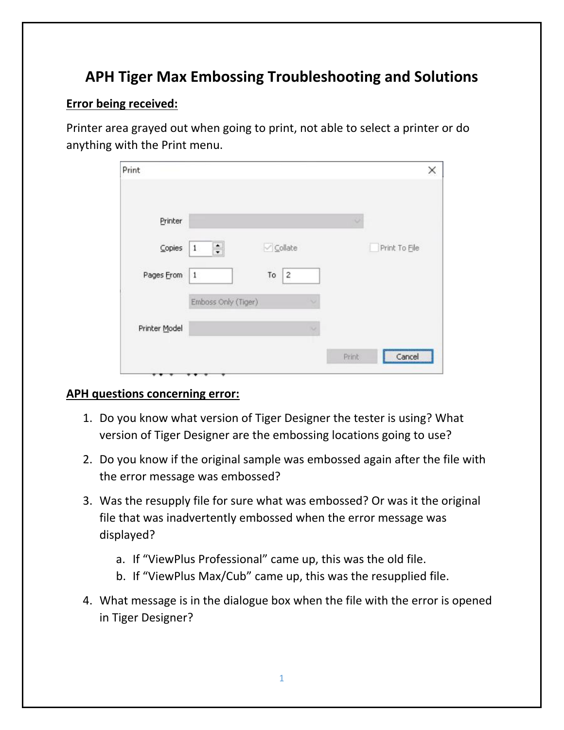# APH Tiger Max Embossing Troubleshooting and Solutions

**Error being received:**

Printer area grayed out when going to print, not able to select a printer or do anything with the Print menu.

**APH questions concerning error:**

1. Do you know what version of Tiger Designer the tester is using? What version of Tiger Designer are the embossing locations going to use?
2. Do you know if the original sample was embossed again after the file with the error message was embossed?
3. Was the resupply file for sure what was embossed? Or was it the original file that was inadvertently embossed when the error message was displayed?
   a. If "ViewPlus Professional" came up, this was the old file.
   b. If "ViewPlus Max/Cub" came up, this was the resupplied file.
4. What message is in the dialogue box when the file with the error is opened in Tiger Designer?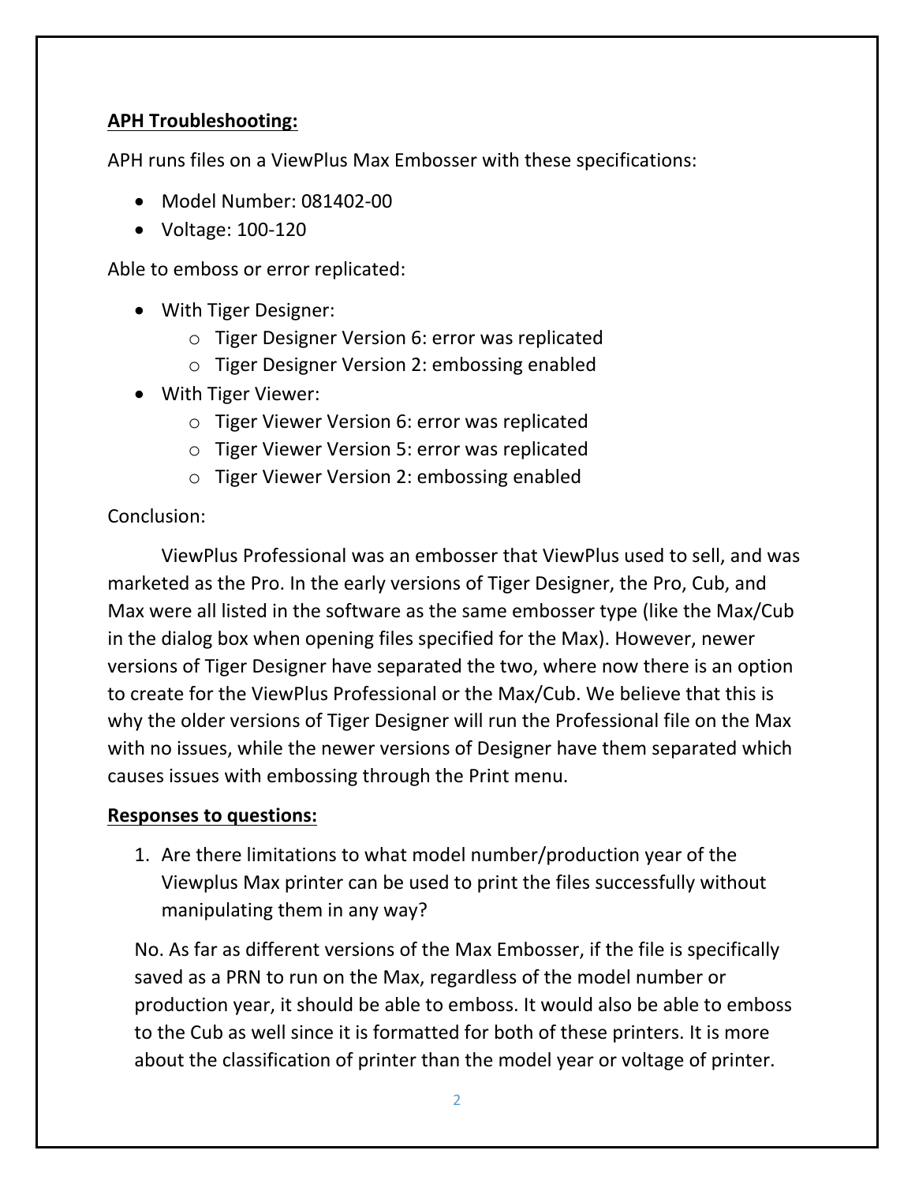**APH Troubleshooting:**

APH runs files on a ViewPlus Max Embosser with these specifications:

- Model Number: 081402-00
- Voltage: 100-120

Able to emboss or error replicated:

- With Tiger Designer:
  - Tiger Designer Version 6: error was replicated
  - Tiger Designer Version 2: embossing enabled
- With Tiger Viewer:
  - Tiger Viewer Version 6: error was replicated
  - Tiger Viewer Version 5: error was replicated
  - Tiger Viewer Version 2: embossing enabled

Conclusion:

ViewPlus Professional was an embosser that ViewPlus used to sell, and was marketed as the Pro. In the early versions of Tiger Designer, the Pro, Cub, and Max were all listed in the software as the same embosser type (like the Max/Cub in the dialog box when opening files specified for the Max). However, newer versions of Tiger Designer have separated the two, where now there is an option to create for the ViewPlus Professional or the Max/Cub. We believe that this is why the older versions of Tiger Designer will run the Professional file on the Max with no issues, while the newer versions of Designer have them separated which causes issues with embossing through the Print menu.

**Responses to questions:**

1. Are there limitations to what model number/production year of the Viewplus Max printer can be used to print the files successfully without manipulating them in any way?

No. As far as different versions of the Max Embosser, if the file is specifically saved as a PRN to run on the Max, regardless of the model number or production year, it should be able to emboss. It would also be able to emboss to the Cub as well since it is formatted for both of these printers. It is more about the classification of printer than the model year or voltage of printer.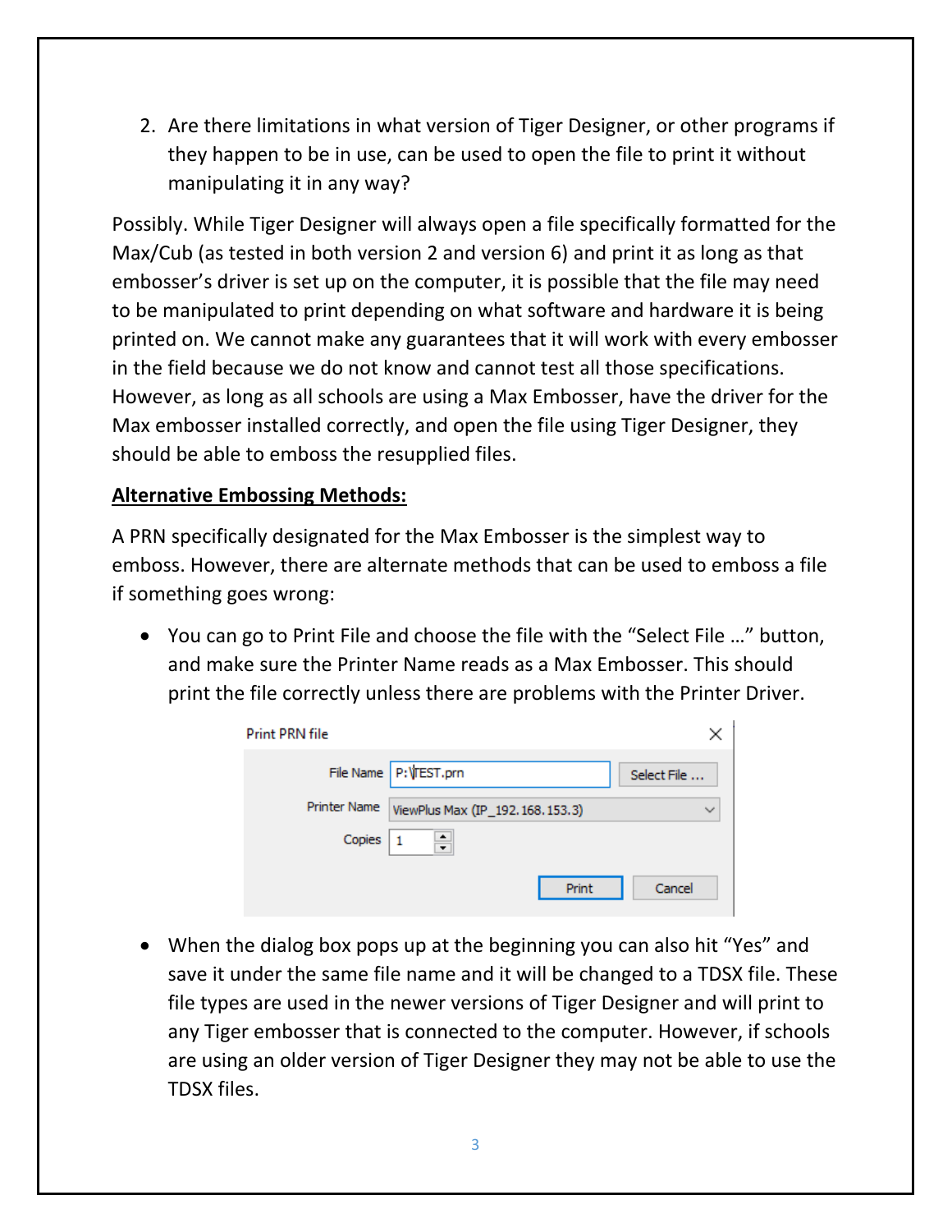2. Are there limitations in what version of Tiger Designer, or other programs if they happen to be in use, can be used to open the file to print it without manipulating it in any way?

Possibly. While Tiger Designer will always open a file specifically formatted for the Max/Cub (as tested in both version 2 and version 6) and print it as long as that embosser's driver is set up on the computer, it is possible that the file may need to be manipulated to print depending on what software and hardware it is being printed on. We cannot make any guarantees that it will work with every embosser in the field because we do not know and cannot test all those specifications. However, as long as all schools are using a Max Embosser, have the driver for the Max embosser installed correctly, and open the file using Tiger Designer, they should be able to emboss the resupplied files.

**Alternative Embossing Methods:**

A PRN specifically designated for the Max Embosser is the simplest way to emboss. However, there are alternate methods that can be used to emboss a file if something goes wrong:

- You can go to Print File and choose the file with the "Select File …" button, and make sure the Printer Name reads as a Max Embosser. This should print the file correctly unless there are problems with the Printer Driver.

Print PRN file

File Name P:\TEST.prn Select File ...

Printer Name ViewPlus Max (IP_192.168.153.3)

Copies 1

Print Cancel

- When the dialog box pops up at the beginning you can also hit "Yes" and save it under the same file name and it will be changed to a TDSX file. These file types are used in the newer versions of Tiger Designer and will print to any Tiger embosser that is connected to the computer. However, if schools are using an older version of Tiger Designer they may not be able to use the TDSX files.